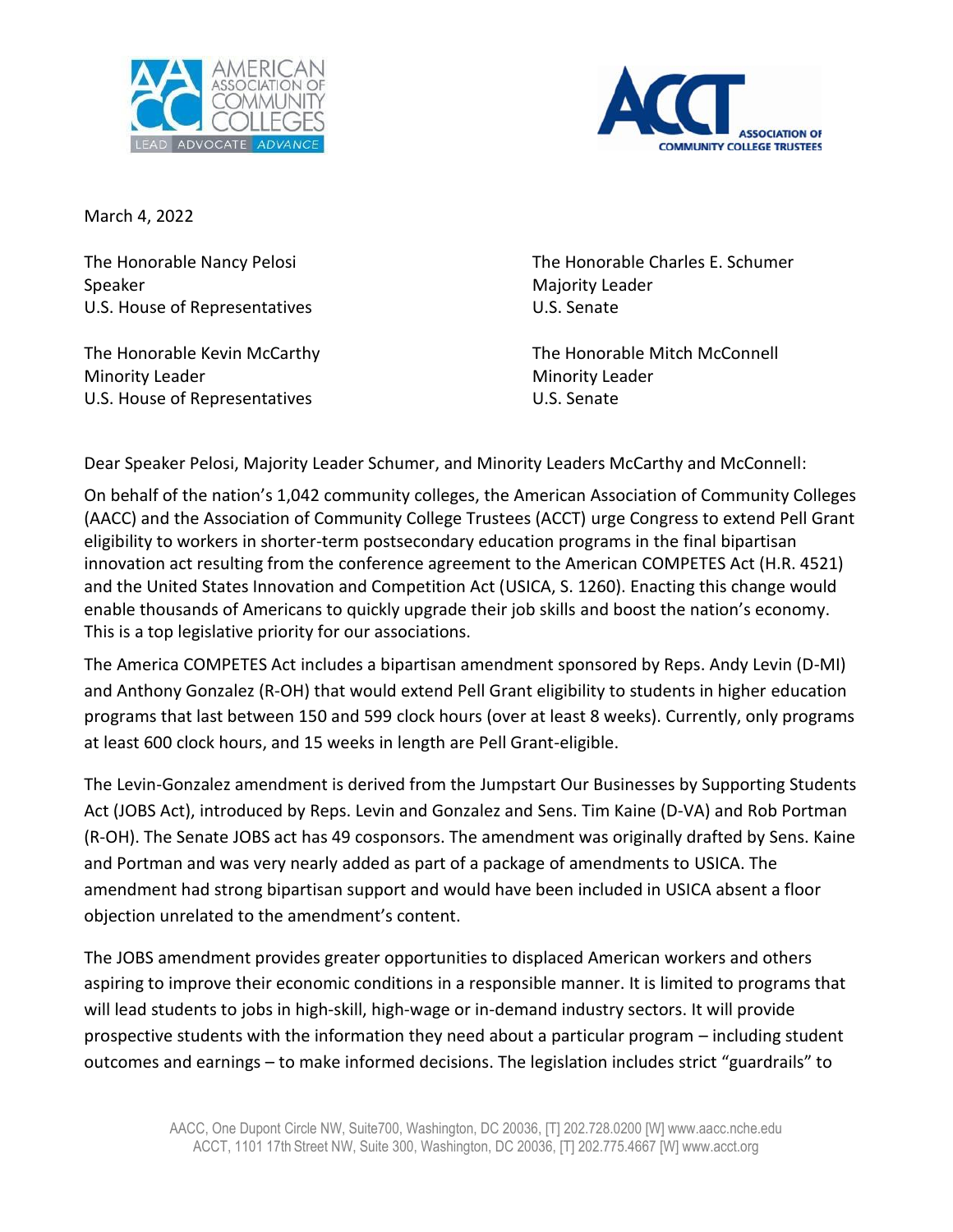March 4, 2022

The Honorable Nancy Pelosi
Speaker
U.S. House of Representatives

The Honorable Kevin McCarthy
Minority Leader
U.S. House of Representatives

The Honorable Charles E. Schumer
Majority Leader
U.S. Senate

The Honorable Mitch McConnell
Minority Leader
U.S. Senate

Dear Speaker Pelosi, Majority Leader Schumer, and Minority Leaders McCarthy and McConnell:

On behalf of the nation's 1,042 community colleges, the American Association of Community Colleges (AACC) and the Association of Community College Trustees (ACCT) urge Congress to extend Pell Grant eligibility to workers in shorter-term postsecondary education programs in the final bipartisan innovation act resulting from the conference agreement to the American COMPETES Act (H.R. 4521) and the United States Innovation and Competition Act (USICA, S. 1260). Enacting this change would enable thousands of Americans to quickly upgrade their job skills and boost the nation's economy. This is a top legislative priority for our associations.

The America COMPETES Act includes a bipartisan amendment sponsored by Reps. Andy Levin (D-MI) and Anthony Gonzalez (R-OH) that would extend Pell Grant eligibility to students in higher education programs that last between 150 and 599 clock hours (over at least 8 weeks). Currently, only programs at least 600 clock hours, and 15 weeks in length are Pell Grant-eligible.

The Levin-Gonzalez amendment is derived from the Jumpstart Our Businesses by Supporting Students Act (JOBS Act), introduced by Reps. Levin and Gonzalez and Sens. Tim Kaine (D-VA) and Rob Portman (R-OH). The Senate JOBS act has 49 cosponsors. The amendment was originally drafted by Sens. Kaine and Portman and was very nearly added as part of a package of amendments to USICA. The amendment had strong bipartisan support and would have been included in USICA absent a floor objection unrelated to the amendment's content.

The JOBS amendment provides greater opportunities to displaced American workers and others aspiring to improve their economic conditions in a responsible manner. It is limited to programs that will lead students to jobs in high-skill, high-wage or in-demand industry sectors. It will provide prospective students with the information they need about a particular program – including student outcomes and earnings – to make informed decisions. The legislation includes strict "guardrails" to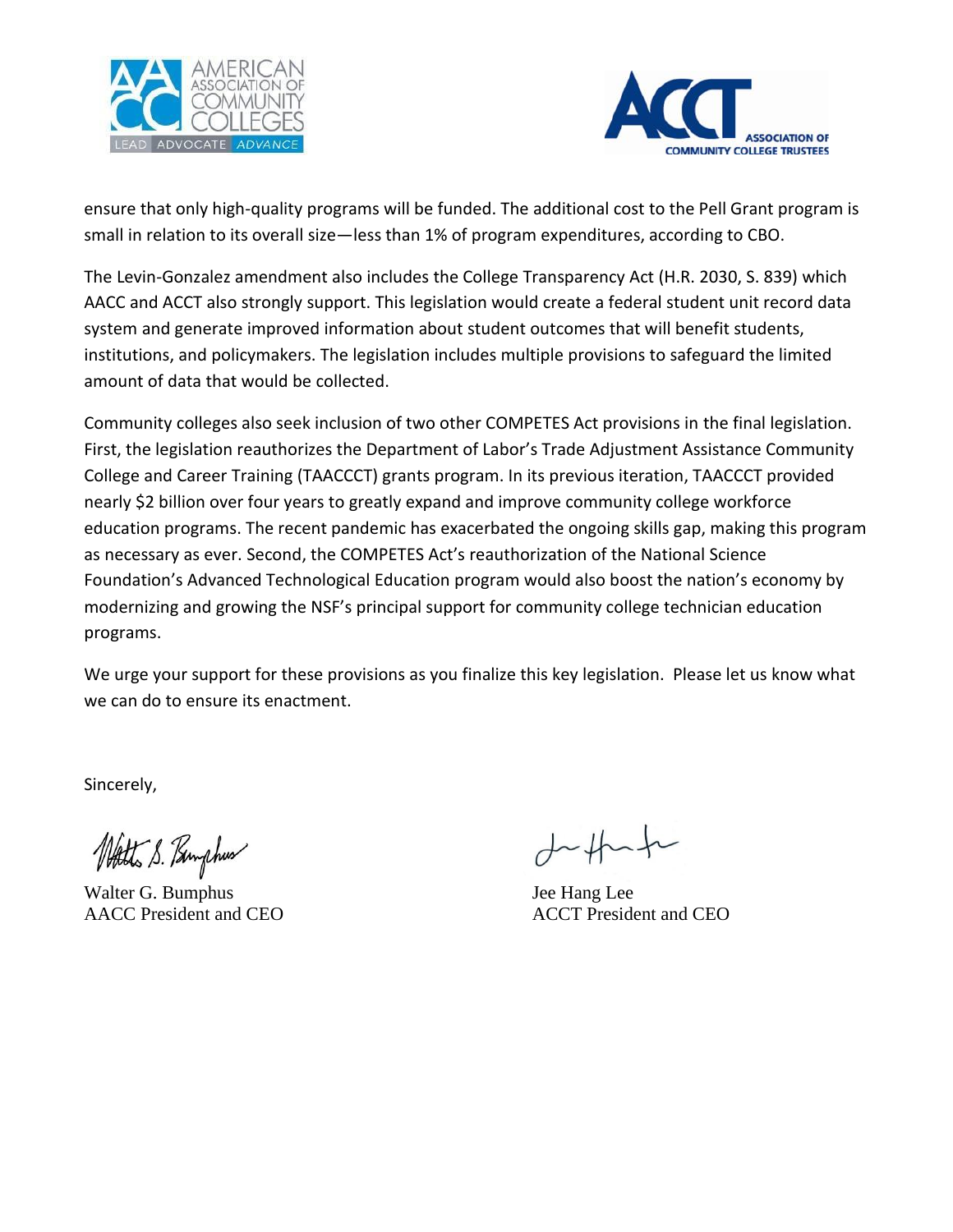ensure that only high-quality programs will be funded. The additional cost to the Pell Grant program is small in relation to its overall size—less than 1% of program expenditures, according to CBO.

The Levin-Gonzalez amendment also includes the College Transparency Act (H.R. 2030, S. 839) which AACC and ACCT also strongly support. This legislation would create a federal student unit record data system and generate improved information about student outcomes that will benefit students, institutions, and policymakers. The legislation includes multiple provisions to safeguard the limited amount of data that would be collected.

Community colleges also seek inclusion of two other COMPETES Act provisions in the final legislation. First, the legislation reauthorizes the Department of Labor's Trade Adjustment Assistance Community College and Career Training (TAACCCT) grants program. In its previous iteration, TAACCCT provided nearly $2 billion over four years to greatly expand and improve community college workforce education programs. The recent pandemic has exacerbated the ongoing skills gap, making this program as necessary as ever. Second, the COMPETES Act's reauthorization of the National Science Foundation's Advanced Technological Education program would also boost the nation's economy by modernizing and growing the NSF's principal support for community college technician education programs.

We urge your support for these provisions as you finalize this key legislation. Please let us know what we can do to ensure its enactment.

Sincerely,

Walter G. Bumphus
AACC President and CEO

Jee Hang Lee
ACCT President and CEO